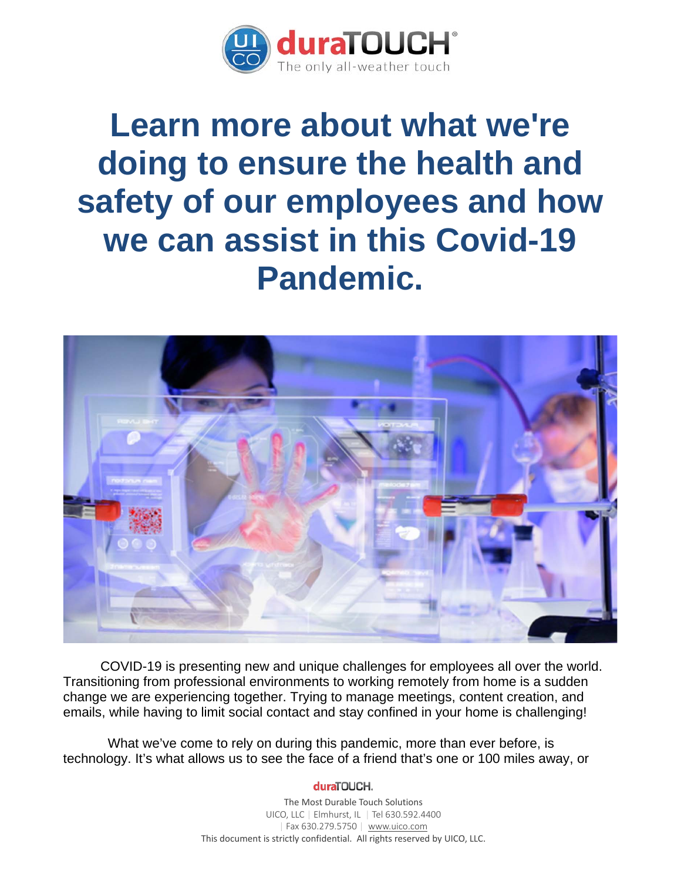# Learn more about what we're doing to ensure the health and safety of our employees and how we can assist in this Covid-19 Pandemic.

COVID-19 is presenting new and unique challenges for employees all over the world. Transitioning from professional environments to working remotely from home is a sudden change we are experiencing together. Trying to manage meetings, content creation, and emails, while having to limit social contact and stay confined in your home is challenging!

What we've come to rely on during this pandemic, more than ever before, is technology. It's what allows us to see the face of a friend that's one or 100 miles away, or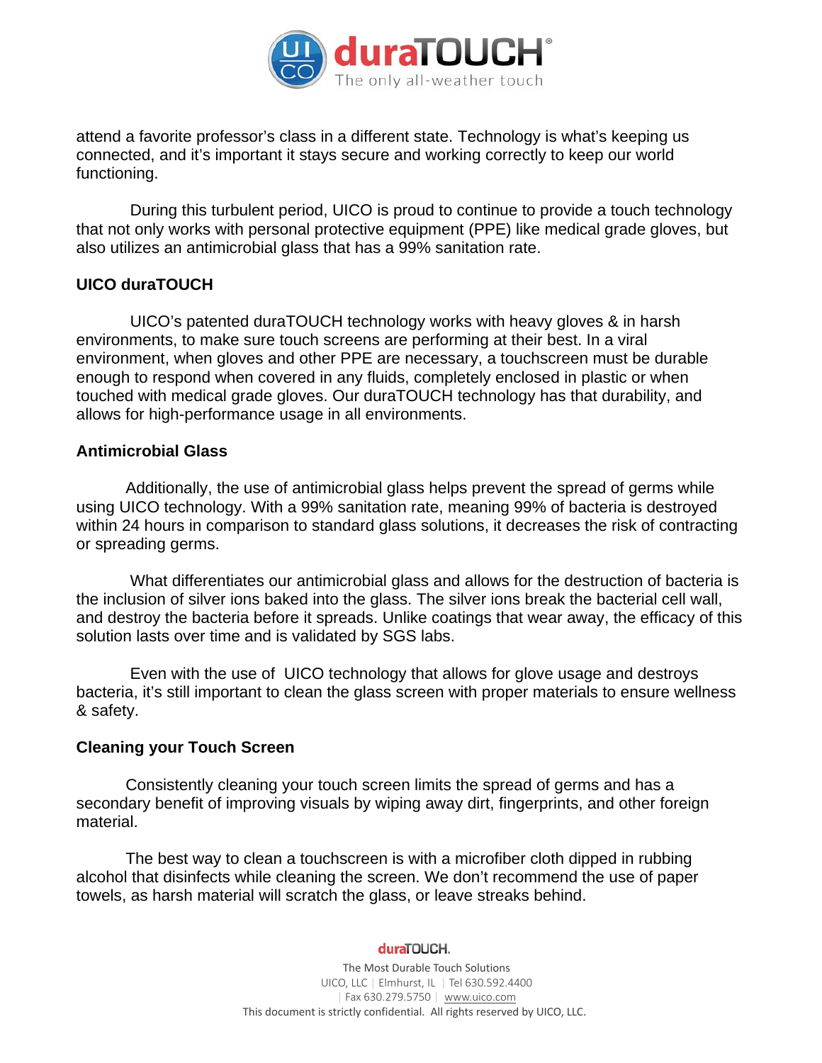attend a favorite professor's class in a different state. Technology is what's keeping us connected, and it's important it stays secure and working correctly to keep our world functioning.

During this turbulent period, UICO is proud to continue to provide a touch technology that not only works with personal protective equipment (PPE) like medical grade gloves, but also utilizes an antimicrobial glass that has a 99% sanitation rate.

**UICO duraTOUCH**

UICO's patented duraTOUCH technology works with heavy gloves & in harsh environments, to make sure touch screens are performing at their best. In a viral environment, when gloves and other PPE are necessary, a touchscreen must be durable enough to respond when covered in any fluids, completely enclosed in plastic or when touched with medical grade gloves. Our duraTOUCH technology has that durability, and allows for high-performance usage in all environments.

**Antimicrobial Glass**

Additionally, the use of antimicrobial glass helps prevent the spread of germs while using UICO technology. With a 99% sanitation rate, meaning 99% of bacteria is destroyed within 24 hours in comparison to standard glass solutions, it decreases the risk of contracting or spreading germs.

What differentiates our antimicrobial glass and allows for the destruction of bacteria is the inclusion of silver ions baked into the glass. The silver ions break the bacterial cell wall, and destroy the bacteria before it spreads. Unlike coatings that wear away, the efficacy of this solution lasts over time and is validated by SGS labs.

Even with the use of UICO technology that allows for glove usage and destroys bacteria, it's still important to clean the glass screen with proper materials to ensure wellness & safety.

**Cleaning your Touch Screen**

Consistently cleaning your touch screen limits the spread of germs and has a secondary benefit of improving visuals by wiping away dirt, fingerprints, and other foreign material.

The best way to clean a touchscreen is with a microfiber cloth dipped in rubbing alcohol that disinfects while cleaning the screen. We don't recommend the use of paper towels, as harsh material will scratch the glass, or leave streaks behind.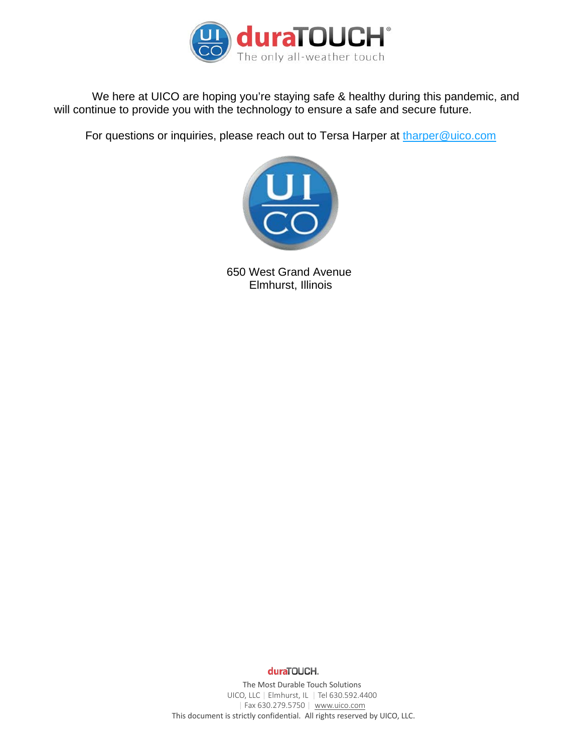We here at UICO are hoping you're staying safe & healthy during this pandemic, and will continue to provide you with the technology to ensure a safe and secure future.

For questions or inquiries, please reach out to Tersa Harper at tharper@uico.com

650 West Grand Avenue
Elmhurst, Illinois

duraTOUCH

The Most Durable Touch Solutions
UICO, LLC | Elmhurst, IL | Tel 630.592.4400 | Fax 630.279.5750 | www.uico.com
This document is strictly confidential. All rights reserved by UICO, LLC.